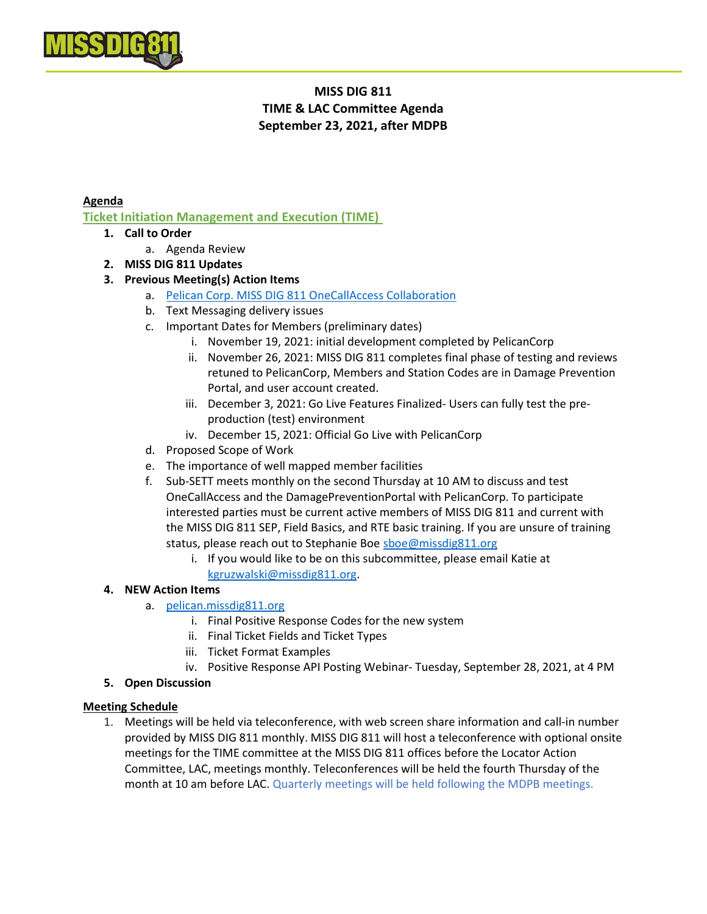**MISS DIG 811**
**TIME & LAC Committee Agenda**
**September 23, 2021, after MDPB**

## Agenda

### Ticket Initiation Management and Execution (TIME)

1. **Call to Order**
   a. Agenda Review
2. **MISS DIG 811 Updates**
3. **Previous Meeting(s) Action Items**
   a. [Pelican Corp. MISS DIG 811 OneCallAccess Collaboration]()
   b. Text Messaging delivery issues
   c. Important Dates for Members (preliminary dates)
      i. November 19, 2021: initial development completed by PelicanCorp
      ii. November 26, 2021: MISS DIG 811 completes final phase of testing and reviews retuned to PelicanCorp, Members and Station Codes are in Damage Prevention Portal, and user account created.
      iii. December 3, 2021: Go Live Features Finalized- Users can fully test the pre-production (test) environment
      iv. December 15, 2021: Official Go Live with PelicanCorp
   d. Proposed Scope of Work
   e. The importance of well mapped member facilities
   f. Sub-SETT meets monthly on the second Thursday at 10 AM to discuss and test OneCallAccess and the DamagePreventionPortal with PelicanCorp. To participate interested parties must be current active members of MISS DIG 811 and current with the MISS DIG 811 SEP, Field Basics, and RTE basic training. If you are unsure of training status, please reach out to Stephanie Boe sboe@missdig811.org
      i. If you would like to be on this subcommittee, please email Katie at kgruzwalski@missdig811.org.
4. **NEW Action Items**
   a. pelican.missdig811.org
      i. Final Positive Response Codes for the new system
      ii. Final Ticket Fields and Ticket Types
      iii. Ticket Format Examples
      iv. Positive Response API Posting Webinar- Tuesday, September 28, 2021, at 4 PM
5. **Open Discussion**

## Meeting Schedule

1. Meetings will be held via teleconference, with web screen share information and call-in number provided by MISS DIG 811 monthly. MISS DIG 811 will host a teleconference with optional onsite meetings for the TIME committee at the MISS DIG 811 offices before the Locator Action Committee, LAC, meetings monthly. Teleconferences will be held the fourth Thursday of the month at 10 am before LAC. Quarterly meetings will be held following the MDPB meetings.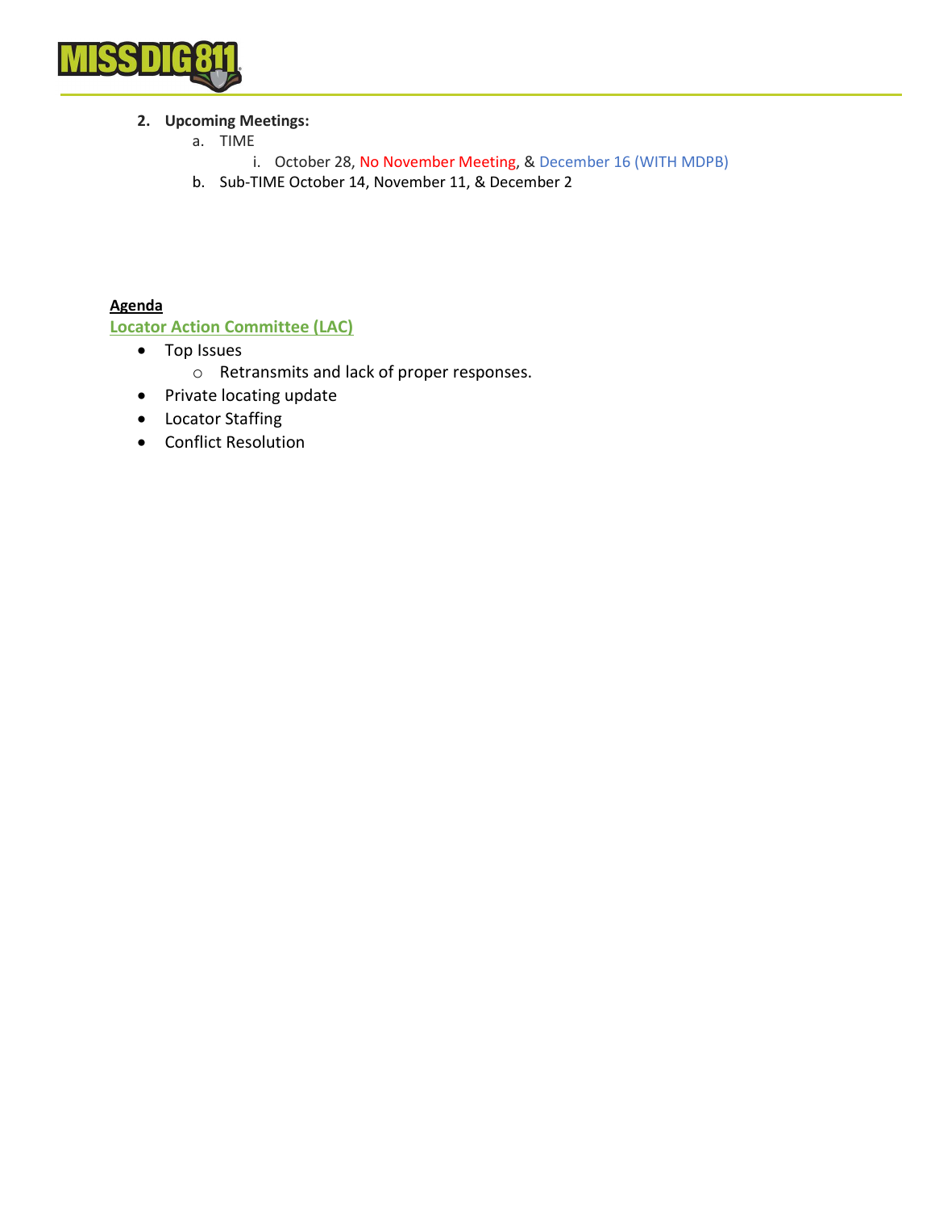2. **Upcoming Meetings:**
   a. TIME
      i. October 28, No November Meeting, & December 16 (WITH MDPB)
   b. Sub-TIME October 14, November 11, & December 2

**Agenda**

**Locator Action Committee (LAC)**

- Top Issues
  - Retransmits and lack of proper responses.
- Private locating update
- Locator Staffing
- Conflict Resolution